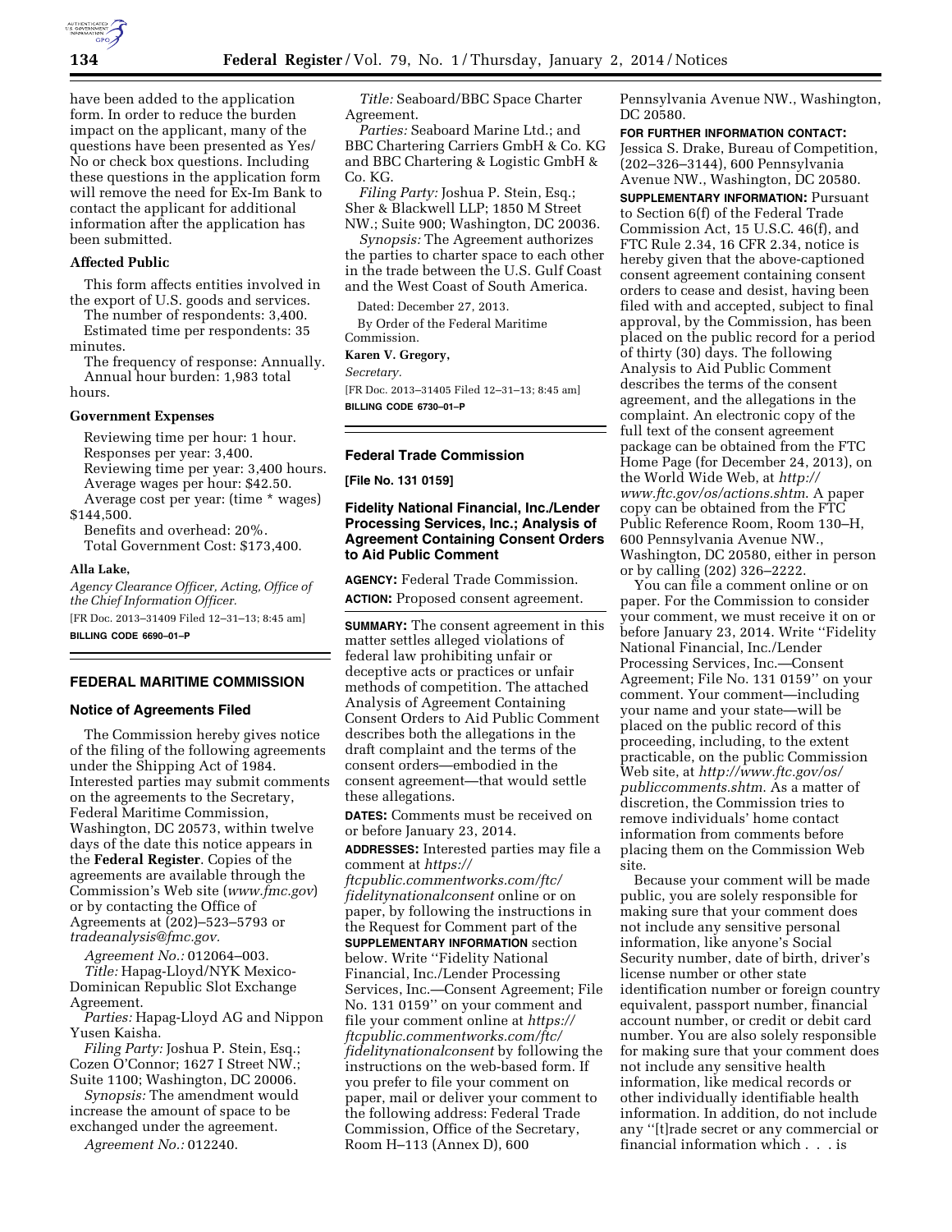have been added to the application form. In order to reduce the burden impact on the applicant, many of the questions have been presented as Yes/No or check box questions. Including these questions in the application form will remove the need for Ex-Im Bank to contact the applicant for additional information after the application has been submitted.

**Affected Public**

This form affects entities involved in the export of U.S. goods and services.

The number of respondents: 3,400.

Estimated time per respondents: 35 minutes.

The frequency of response: Annually.

Annual hour burden: 1,983 total hours.

**Government Expenses**

Reviewing time per hour: 1 hour.

Responses per year: 3,400.

Reviewing time per year: 3,400 hours.

Average wages per hour: $42.50.

Average cost per year: (time * wages) $144,500.

Benefits and overhead: 20%.

Total Government Cost: $173,400.

**Alla Lake,**

*Agency Clearance Officer, Acting, Office of the Chief Information Officer.*

[FR Doc. 2013–31409 Filed 12–31–13; 8:45 am]

**BILLING CODE 6690–01–P**

## FEDERAL MARITIME COMMISSION

### Notice of Agreements Filed

The Commission hereby gives notice of the filing of the following agreements under the Shipping Act of 1984. Interested parties may submit comments on the agreements to the Secretary, Federal Maritime Commission, Washington, DC 20573, within twelve days of the date this notice appears in the **Federal Register**. Copies of the agreements are available through the Commission's Web site (*www.fmc.gov*) or by contacting the Office of Agreements at (202)–523–5793 or *tradeanalysis@fmc.gov*.

*Agreement No.:* 012064–003.

*Title:* Hapag-Lloyd/NYK Mexico-Dominican Republic Slot Exchange Agreement.

*Parties:* Hapag-Lloyd AG and Nippon Yusen Kaisha.

*Filing Party:* Joshua P. Stein, Esq.; Cozen O'Connor; 1627 I Street NW.; Suite 1100; Washington, DC 20006.

*Synopsis:* The amendment would increase the amount of space to be exchanged under the agreement.

*Agreement No.:* 012240.

*Title:* Seaboard/BBC Space Charter Agreement.

*Parties:* Seaboard Marine Ltd.; and BBC Chartering Carriers GmbH & Co. KG and BBC Chartering & Logistic GmbH & Co. KG.

*Filing Party:* Joshua P. Stein, Esq.; Sher & Blackwell LLP; 1850 M Street NW.; Suite 900; Washington, DC 20036.

*Synopsis:* The Agreement authorizes the parties to charter space to each other in the trade between the U.S. Gulf Coast and the West Coast of South America.

Dated: December 27, 2013.

By Order of the Federal Maritime Commission.

**Karen V. Gregory,**

*Secretary.*

[FR Doc. 2013–31405 Filed 12–31–13; 8:45 am]

**BILLING CODE 6730–01–P**

## Federal Trade Commission

**[File No. 131 0159]**

### Fidelity National Financial, Inc./Lender Processing Services, Inc.; Analysis of Agreement Containing Consent Orders to Aid Public Comment

**AGENCY:** Federal Trade Commission.

**ACTION:** Proposed consent agreement.

**SUMMARY:** The consent agreement in this matter settles alleged violations of federal law prohibiting unfair or deceptive acts or practices or unfair methods of competition. The attached Analysis of Agreement Containing Consent Orders to Aid Public Comment describes both the allegations in the draft complaint and the terms of the consent orders—embodied in the consent agreement—that would settle these allegations.

**DATES:** Comments must be received on or before January 23, 2014.

**ADDRESSES:** Interested parties may file a comment at *https://ftcpublic.commentworks.com/ftc/fidelitynationalconsent* online or on paper, by following the instructions in the Request for Comment part of the **SUPPLEMENTARY INFORMATION** section below. Write "Fidelity National Financial, Inc./Lender Processing Services, Inc.—Consent Agreement; File No. 131 0159" on your comment and file your comment online at *https://ftcpublic.commentworks.com/ftc/fidelitynationalconsent* by following the instructions on the web-based form. If you prefer to file your comment on paper, mail or deliver your comment to the following address: Federal Trade Commission, Office of the Secretary, Room H–113 (Annex D), 600 Pennsylvania Avenue NW., Washington, DC 20580.

**FOR FURTHER INFORMATION CONTACT:** Jessica S. Drake, Bureau of Competition, (202–326–3144), 600 Pennsylvania Avenue NW., Washington, DC 20580.

**SUPPLEMENTARY INFORMATION:** Pursuant to Section 6(f) of the Federal Trade Commission Act, 15 U.S.C. 46(f), and FTC Rule 2.34, 16 CFR 2.34, notice is hereby given that the above-captioned consent agreement containing consent orders to cease and desist, having been filed with and accepted, subject to final approval, by the Commission, has been placed on the public record for a period of thirty (30) days. The following Analysis to Aid Public Comment describes the terms of the consent agreement, and the allegations in the complaint. An electronic copy of the full text of the consent agreement package can be obtained from the FTC Home Page (for December 24, 2013), on the World Wide Web, at *http://www.ftc.gov/os/actions.shtm*. A paper copy can be obtained from the FTC Public Reference Room, Room 130–H, 600 Pennsylvania Avenue NW., Washington, DC 20580, either in person or by calling (202) 326–2222.

You can file a comment online or on paper. For the Commission to consider your comment, we must receive it on or before January 23, 2014. Write "Fidelity National Financial, Inc./Lender Processing Services, Inc.—Consent Agreement; File No. 131 0159" on your comment. Your comment—including your name and your state—will be placed on the public record of this proceeding, including, to the extent practicable, on the public Commission Web site, at *http://www.ftc.gov/os/publiccomments.shtm*. As a matter of discretion, the Commission tries to remove individuals' home contact information from comments before placing them on the Commission Web site.

Because your comment will be made public, you are solely responsible for making sure that your comment does not include any sensitive personal information, like anyone's Social Security number, date of birth, driver's license number or other state identification number or foreign country equivalent, passport number, financial account number, or credit or debit card number. You are also solely responsible for making sure that your comment does not include any sensitive health information, like medical records or other individually identifiable health information. In addition, do not include any "[t]rade secret or any commercial or financial information which . . . is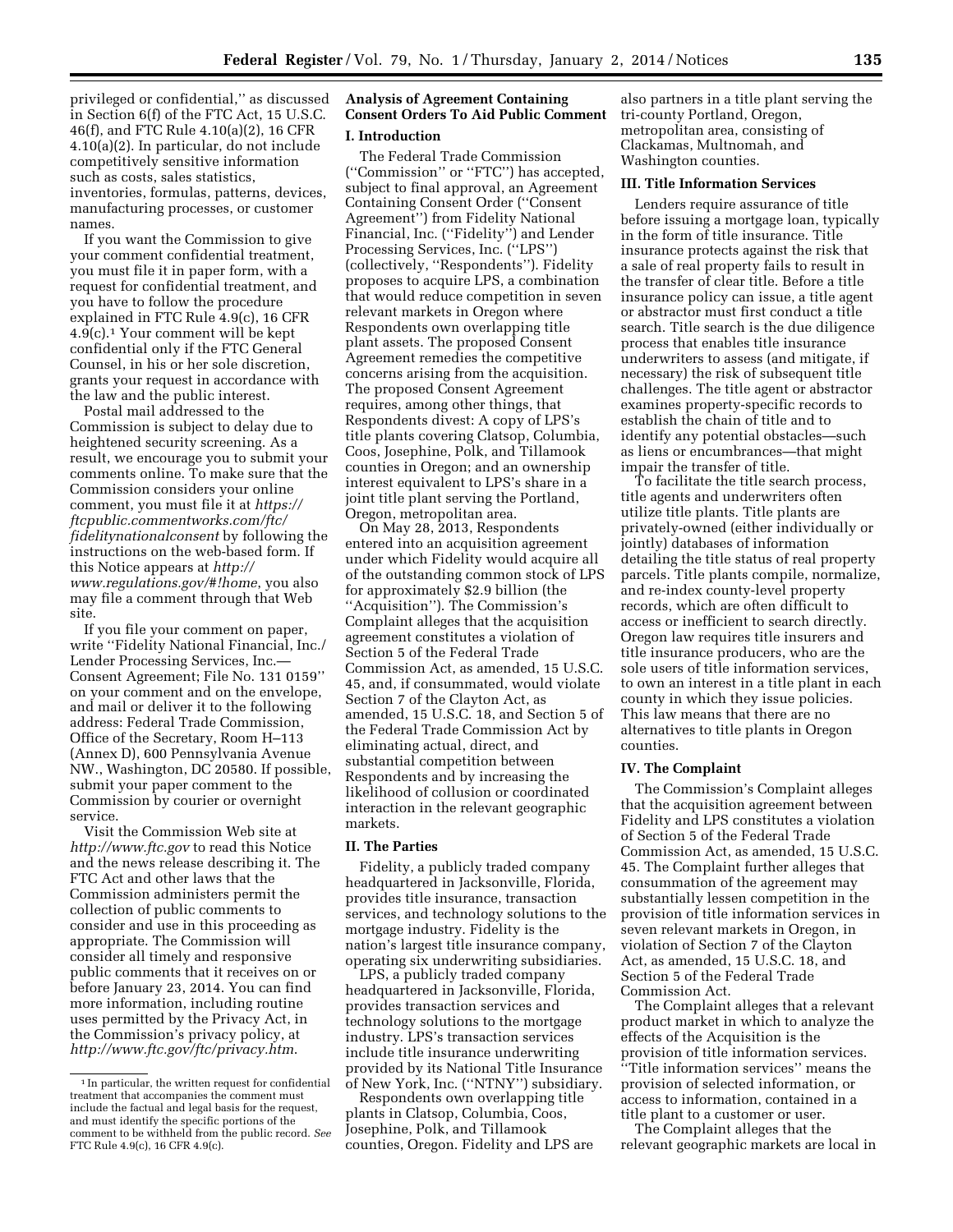privileged or confidential," as discussed in Section 6(f) of the FTC Act, 15 U.S.C. 46(f), and FTC Rule 4.10(a)(2), 16 CFR 4.10(a)(2). In particular, do not include competitively sensitive information such as costs, sales statistics, inventories, formulas, patterns, devices, manufacturing processes, or customer names.

If you want the Commission to give your comment confidential treatment, you must file it in paper form, with a request for confidential treatment, and you have to follow the procedure explained in FTC Rule 4.9(c), 16 CFR 4.9(c).[1] Your comment will be kept confidential only if the FTC General Counsel, in his or her sole discretion, grants your request in accordance with the law and the public interest.

Postal mail addressed to the Commission is subject to delay due to heightened security screening. As a result, we encourage you to submit your comments online. To make sure that the Commission considers your online comment, you must file it at *https://ftcpublic.commentworks.com/ftc/fidelitynationalconsent* by following the instructions on the web-based form. If this Notice appears at *http://www.regulations.gov/#!home*, you also may file a comment through that Web site.

If you file your comment on paper, write "Fidelity National Financial, Inc./Lender Processing Services, Inc.—Consent Agreement; File No. 131 0159" on your comment and on the envelope, and mail or deliver it to the following address: Federal Trade Commission, Office of the Secretary, Room H–113 (Annex D), 600 Pennsylvania Avenue NW., Washington, DC 20580. If possible, submit your paper comment to the Commission by courier or overnight service.

Visit the Commission Web site at *http://www.ftc.gov* to read this Notice and the news release describing it. The FTC Act and other laws that the Commission administers permit the collection of public comments to consider and use in this proceeding as appropriate. The Commission will consider all timely and responsive public comments that it receives on or before January 23, 2014. You can find more information, including routine uses permitted by the Privacy Act, in the Commission's privacy policy, at *http://www.ftc.gov/ftc/privacy.htm*.

[1] In particular, the written request for confidential treatment that accompanies the comment must include the factual and legal basis for the request, and must identify the specific portions of the comment to be withheld from the public record. *See* FTC Rule 4.9(c), 16 CFR 4.9(c).

## Analysis of Agreement Containing Consent Orders To Aid Public Comment

### I. Introduction

The Federal Trade Commission ("Commission" or "FTC") has accepted, subject to final approval, an Agreement Containing Consent Order ("Consent Agreement") from Fidelity National Financial, Inc. ("Fidelity") and Lender Processing Services, Inc. ("LPS") (collectively, "Respondents"). Fidelity proposes to acquire LPS, a combination that would reduce competition in seven relevant markets in Oregon where Respondents own overlapping title plant assets. The proposed Consent Agreement remedies the competitive concerns arising from the acquisition. The proposed Consent Agreement requires, among other things, that Respondents divest: A copy of LPS's title plants covering Clatsop, Columbia, Coos, Josephine, Polk, and Tillamook counties in Oregon; and an ownership interest equivalent to LPS's share in a joint title plant serving the Portland, Oregon, metropolitan area.

On May 28, 2013, Respondents entered into an acquisition agreement under which Fidelity would acquire all of the outstanding common stock of LPS for approximately $2.9 billion (the "Acquisition"). The Commission's Complaint alleges that the acquisition agreement constitutes a violation of Section 5 of the Federal Trade Commission Act, as amended, 15 U.S.C. 45, and, if consummated, would violate Section 7 of the Clayton Act, as amended, 15 U.S.C. 18, and Section 5 of the Federal Trade Commission Act by eliminating actual, direct, and substantial competition between Respondents and by increasing the likelihood of collusion or coordinated interaction in the relevant geographic markets.

### II. The Parties

Fidelity, a publicly traded company headquartered in Jacksonville, Florida, provides title insurance, transaction services, and technology solutions to the mortgage industry. Fidelity is the nation's largest title insurance company, operating six underwriting subsidiaries.

LPS, a publicly traded company headquartered in Jacksonville, Florida, provides transaction services and technology solutions to the mortgage industry. LPS's transaction services include title insurance underwriting provided by its National Title Insurance of New York, Inc. ("NTNY") subsidiary.

Respondents own overlapping title plants in Clatsop, Columbia, Coos, Josephine, Polk, and Tillamook counties, Oregon. Fidelity and LPS are also partners in a title plant serving the tri-county Portland, Oregon, metropolitan area, consisting of Clackamas, Multnomah, and Washington counties.

### III. Title Information Services

Lenders require assurance of title before issuing a mortgage loan, typically in the form of title insurance. Title insurance protects against the risk that a sale of real property fails to result in the transfer of clear title. Before a title insurance policy can issue, a title agent or abstractor must first conduct a title search. Title search is the due diligence process that enables title insurance underwriters to assess (and mitigate, if necessary) the risk of subsequent title challenges. The title agent or abstractor examines property-specific records to establish the chain of title and to identify any potential obstacles—such as liens or encumbrances—that might impair the transfer of title.

To facilitate the title search process, title agents and underwriters often utilize title plants. Title plants are privately-owned (either individually or jointly) databases of information detailing the title status of real property parcels. Title plants compile, normalize, and re-index county-level property records, which are often difficult to access or inefficient to search directly. Oregon law requires title insurers and title insurance producers, who are the sole users of title information services, to own an interest in a title plant in each county in which they issue policies. This law means that there are no alternatives to title plants in Oregon counties.

### IV. The Complaint

The Commission's Complaint alleges that the acquisition agreement between Fidelity and LPS constitutes a violation of Section 5 of the Federal Trade Commission Act, as amended, 15 U.S.C. 45. The Complaint further alleges that consummation of the agreement may substantially lessen competition in the provision of title information services in seven relevant markets in Oregon, in violation of Section 7 of the Clayton Act, as amended, 15 U.S.C. 18, and Section 5 of the Federal Trade Commission Act.

The Complaint alleges that a relevant product market in which to analyze the effects of the Acquisition is the provision of title information services. "Title information services" means the provision of selected information, or access to information, contained in a title plant to a customer or user.

The Complaint alleges that the relevant geographic markets are local in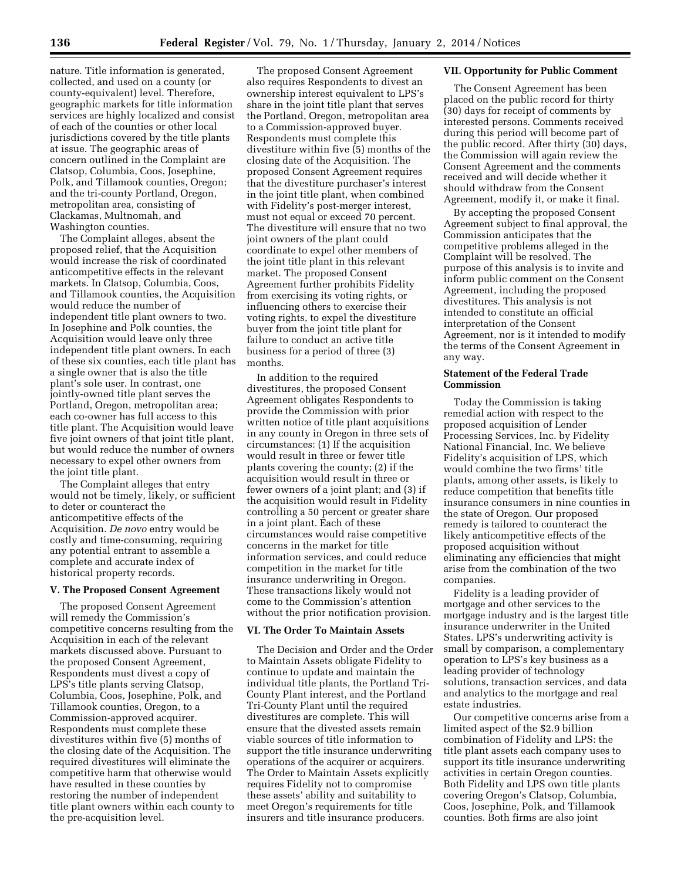nature. Title information is generated, collected, and used on a county (or county-equivalent) level. Therefore, geographic markets for title information services are highly localized and consist of each of the counties or other local jurisdictions covered by the title plants at issue. The geographic areas of concern outlined in the Complaint are Clatsop, Columbia, Coos, Josephine, Polk, and Tillamook counties, Oregon; and the tri-county Portland, Oregon, metropolitan area, consisting of Clackamas, Multnomah, and Washington counties.

The Complaint alleges, absent the proposed relief, that the Acquisition would increase the risk of coordinated anticompetitive effects in the relevant markets. In Clatsop, Columbia, Coos, and Tillamook counties, the Acquisition would reduce the number of independent title plant owners to two. In Josephine and Polk counties, the Acquisition would leave only three independent title plant owners. In each of these six counties, each title plant has a single owner that is also the title plant's sole user. In contrast, one jointly-owned title plant serves the Portland, Oregon, metropolitan area; each co-owner has full access to this title plant. The Acquisition would leave five joint owners of that joint title plant, but would reduce the number of owners necessary to expel other owners from the joint title plant.

The Complaint alleges that entry would not be timely, likely, or sufficient to deter or counteract the anticompetitive effects of the Acquisition. *De novo* entry would be costly and time-consuming, requiring any potential entrant to assemble a complete and accurate index of historical property records.

## V. The Proposed Consent Agreement

The proposed Consent Agreement will remedy the Commission's competitive concerns resulting from the Acquisition in each of the relevant markets discussed above. Pursuant to the proposed Consent Agreement, Respondents must divest a copy of LPS's title plants serving Clatsop, Columbia, Coos, Josephine, Polk, and Tillamook counties, Oregon, to a Commission-approved acquirer. Respondents must complete these divestitures within five (5) months of the closing date of the Acquisition. The required divestitures will eliminate the competitive harm that otherwise would have resulted in these counties by restoring the number of independent title plant owners within each county to the pre-acquisition level.

The proposed Consent Agreement also requires Respondents to divest an ownership interest equivalent to LPS's share in the joint title plant that serves the Portland, Oregon, metropolitan area to a Commission-approved buyer. Respondents must complete this divestiture within five (5) months of the closing date of the Acquisition. The proposed Consent Agreement requires that the divestiture purchaser's interest in the joint title plant, when combined with Fidelity's post-merger interest, must not equal or exceed 70 percent. The divestiture will ensure that no two joint owners of the plant could coordinate to expel other members of the joint title plant in this relevant market. The proposed Consent Agreement further prohibits Fidelity from exercising its voting rights, or influencing others to exercise their voting rights, to expel the divestiture buyer from the joint title plant for failure to conduct an active title business for a period of three (3) months.

In addition to the required divestitures, the proposed Consent Agreement obligates Respondents to provide the Commission with prior written notice of title plant acquisitions in any county in Oregon in three sets of circumstances: (1) If the acquisition would result in three or fewer title plants covering the county; (2) if the acquisition would result in three or fewer owners of a joint plant; and (3) if the acquisition would result in Fidelity controlling a 50 percent or greater share in a joint plant. Each of these circumstances would raise competitive concerns in the market for title information services, and could reduce competition in the market for title insurance underwriting in Oregon. These transactions likely would not come to the Commission's attention without the prior notification provision.

## VI. The Order To Maintain Assets

The Decision and Order and the Order to Maintain Assets obligate Fidelity to continue to update and maintain the individual title plants, the Portland Tri-County Plant interest, and the Portland Tri-County Plant until the required divestitures are complete. This will ensure that the divested assets remain viable sources of title information to support the title insurance underwriting operations of the acquirer or acquirers. The Order to Maintain Assets explicitly requires Fidelity not to compromise these assets' ability and suitability to meet Oregon's requirements for title insurers and title insurance producers.

## VII. Opportunity for Public Comment

The Consent Agreement has been placed on the public record for thirty (30) days for receipt of comments by interested persons. Comments received during this period will become part of the public record. After thirty (30) days, the Commission will again review the Consent Agreement and the comments received and will decide whether it should withdraw from the Consent Agreement, modify it, or make it final.

By accepting the proposed Consent Agreement subject to final approval, the Commission anticipates that the competitive problems alleged in the Complaint will be resolved. The purpose of this analysis is to invite and inform public comment on the Consent Agreement, including the proposed divestitures. This analysis is not intended to constitute an official interpretation of the Consent Agreement, nor is it intended to modify the terms of the Consent Agreement in any way.

## Statement of the Federal Trade Commission

Today the Commission is taking remedial action with respect to the proposed acquisition of Lender Processing Services, Inc. by Fidelity National Financial, Inc. We believe Fidelity's acquisition of LPS, which would combine the two firms' title plants, among other assets, is likely to reduce competition that benefits title insurance consumers in nine counties in the state of Oregon. Our proposed remedy is tailored to counteract the likely anticompetitive effects of the proposed acquisition without eliminating any efficiencies that might arise from the combination of the two companies.

Fidelity is a leading provider of mortgage and other services to the mortgage industry and is the largest title insurance underwriter in the United States. LPS's underwriting activity is small by comparison, a complementary operation to LPS's key business as a leading provider of technology solutions, transaction services, and data and analytics to the mortgage and real estate industries.

Our competitive concerns arise from a limited aspect of the $2.9 billion combination of Fidelity and LPS: the title plant assets each company uses to support its title insurance underwriting activities in certain Oregon counties. Both Fidelity and LPS own title plants covering Oregon's Clatsop, Columbia, Coos, Josephine, Polk, and Tillamook counties. Both firms are also joint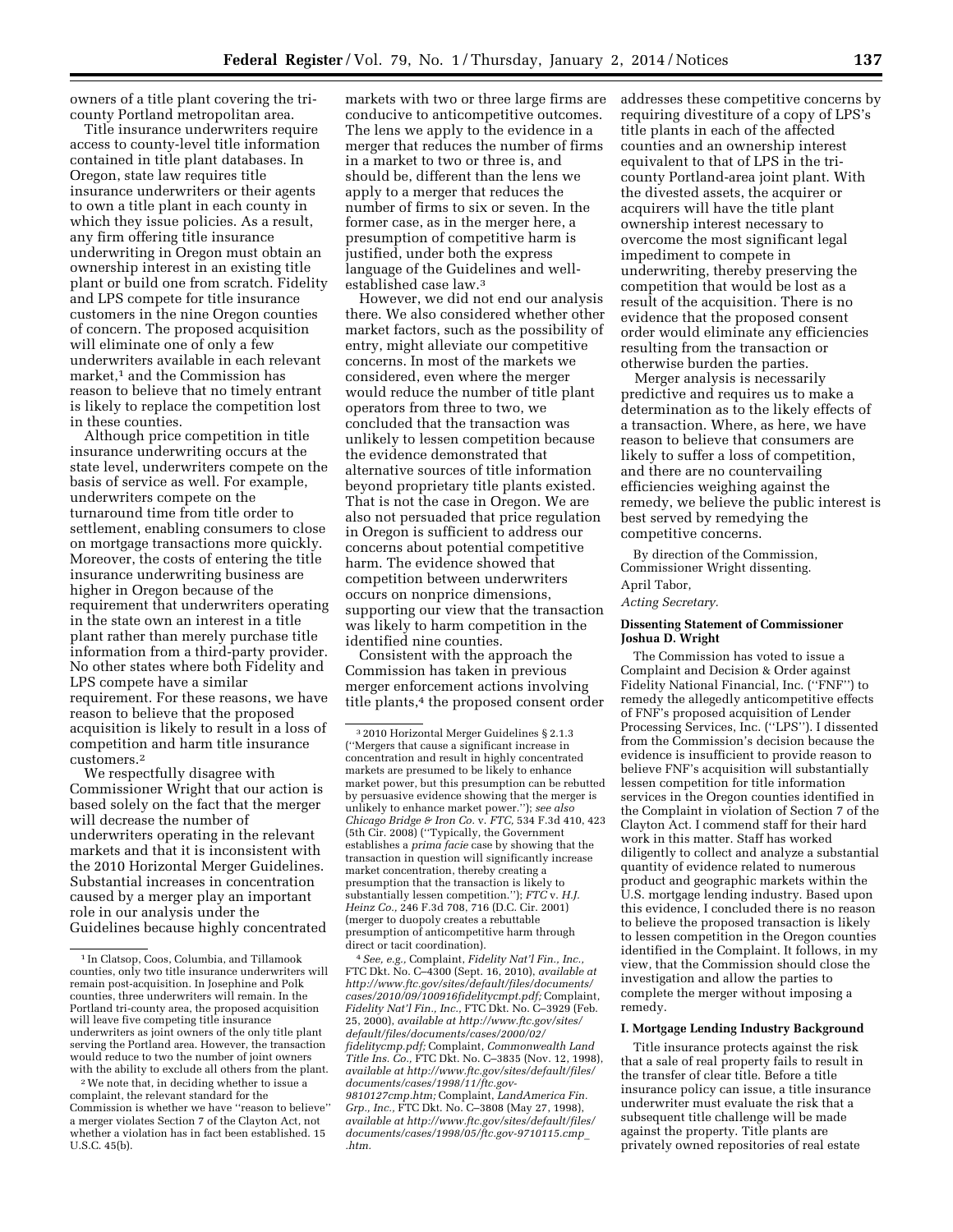owners of a title plant covering the tri-county Portland metropolitan area.

Title insurance underwriters require access to county-level title information contained in title plant databases. In Oregon, state law requires title insurance underwriters or their agents to own a title plant in each county in which they issue policies. As a result, any firm offering title insurance underwriting in Oregon must obtain an ownership interest in an existing title plant or build one from scratch. Fidelity and LPS compete for title insurance customers in the nine Oregon counties of concern. The proposed acquisition will eliminate one of only a few underwriters available in each relevant market,[1] and the Commission has reason to believe that no timely entrant is likely to replace the competition lost in these counties.

Although price competition in title insurance underwriting occurs at the state level, underwriters compete on the basis of service as well. For example, underwriters compete on the turnaround time from title order to settlement, enabling consumers to close on mortgage transactions more quickly. Moreover, the costs of entering the title insurance underwriting business are higher in Oregon because of the requirement that underwriters operating in the state own an interest in a title plant rather than merely purchase title information from a third-party provider. No other states where both Fidelity and LPS compete have a similar requirement. For these reasons, we have reason to believe that the proposed acquisition is likely to result in a loss of competition and harm title insurance customers.[2]

We respectfully disagree with Commissioner Wright that our action is based solely on the fact that the merger will decrease the number of underwriters operating in the relevant markets and that it is inconsistent with the 2010 Horizontal Merger Guidelines. Substantial increases in concentration caused by a merger play an important role in our analysis under the Guidelines because highly concentrated markets with two or three large firms are conducive to anticompetitive outcomes. The lens we apply to the evidence in a merger that reduces the number of firms in a market to two or three is, and should be, different than the lens we apply to a merger that reduces the number of firms to six or seven. In the former case, as in the merger here, a presumption of competitive harm is justified, under both the express language of the Guidelines and well-established case law.[3]

However, we did not end our analysis there. We also considered whether other market factors, such as the possibility of entry, might alleviate our competitive concerns. In most of the markets we considered, even where the merger would reduce the number of title plant operators from three to two, we concluded that the transaction was unlikely to lessen competition because the evidence demonstrated that alternative sources of title information beyond proprietary title plants existed. That is not the case in Oregon. We are also not persuaded that price regulation in Oregon is sufficient to address our concerns about potential competitive harm. The evidence showed that competition between underwriters occurs on nonprice dimensions, supporting our view that the transaction was likely to harm competition in the identified nine counties.

Consistent with the approach the Commission has taken in previous merger enforcement actions involving title plants,[4] the proposed consent order addresses these competitive concerns by requiring divestiture of a copy of LPS's title plants in each of the affected counties and an ownership interest equivalent to that of LPS in the tri-county Portland-area joint plant. With the divested assets, the acquirer or acquirers will have the title plant ownership interest necessary to overcome the most significant legal impediment to compete in underwriting, thereby preserving the competition that would be lost as a result of the acquisition. There is no evidence that the proposed consent order would eliminate any efficiencies resulting from the transaction or otherwise burden the parties.

Merger analysis is necessarily predictive and requires us to make a determination as to the likely effects of a transaction. Where, as here, we have reason to believe that consumers are likely to suffer a loss of competition, and there are no countervailing efficiencies weighing against the remedy, we believe the public interest is best served by remedying the competitive concerns.

By direction of the Commission, Commissioner Wright dissenting.

April Tabor,

*Acting Secretary.*

### Dissenting Statement of Commissioner Joshua D. Wright

The Commission has voted to issue a Complaint and Decision & Order against Fidelity National Financial, Inc. (''FNF'') to remedy the allegedly anticompetitive effects of FNF's proposed acquisition of Lender Processing Services, Inc. (''LPS''). I dissented from the Commission's decision because the evidence is insufficient to provide reason to believe FNF's acquisition will substantially lessen competition for title information services in the Oregon counties identified in the Complaint in violation of Section 7 of the Clayton Act. I commend staff for their hard work in this matter. Staff has worked diligently to collect and analyze a substantial quantity of evidence related to numerous product and geographic markets within the U.S. mortgage lending industry. Based upon this evidence, I concluded there is no reason to believe the proposed transaction is likely to lessen competition in the Oregon counties identified in the Complaint. It follows, in my view, that the Commission should close the investigation and allow the parties to complete the merger without imposing a remedy.

#### I. Mortgage Lending Industry Background

Title insurance protects against the risk that a sale of real property fails to result in the transfer of clear title. Before a title insurance policy can issue, a title insurance underwriter must evaluate the risk that a subsequent title challenge will be made against the property. Title plants are privately owned repositories of real estate

---

[1] In Clatsop, Coos, Columbia, and Tillamook counties, only two title insurance underwriters will remain post-acquisition. In Josephine and Polk counties, three underwriters will remain. In the Portland tri-county area, the proposed acquisition will leave five competing title insurance underwriters as joint owners of the only title plant serving the Portland area. However, the transaction would reduce to two the number of joint owners with the ability to exclude all others from the plant.

[2] We note that, in deciding whether to issue a complaint, the relevant standard for the Commission is whether we have ''reason to believe'' a merger violates Section 7 of the Clayton Act, not whether a violation has in fact been established. 15 U.S.C. 45(b).

[3] 2010 Horizontal Merger Guidelines § 2.1.3 (''Mergers that cause a significant increase in concentration and result in highly concentrated markets are presumed to be likely to enhance market power, but this presumption can be rebutted by persuasive evidence showing that the merger is unlikely to enhance market power.''); *see also Chicago Bridge & Iron Co.* v. *FTC,* 534 F.3d 410, 423 (5th Cir. 2008) (''Typically, the Government establishes a *prima facie* case by showing that the transaction in question will significantly increase market concentration, thereby creating a presumption that the transaction is likely to substantially lessen competition.''); *FTC* v. *H.J. Heinz Co.,* 246 F.3d 708, 716 (D.C. Cir. 2001) (merger to duopoly creates a rebuttable presumption of anticompetitive harm through direct or tacit coordination).

[4] *See, e.g.,* Complaint, *Fidelity Nat'l Fin., Inc.,* FTC Dkt. No. C–4300 (Sept. 16, 2010), *available at http://www.ftc.gov/sites/default/files/documents/cases/2010/09/100916fidelitycmpt.pdf;* Complaint, *Fidelity Nat'l Fin., Inc.,* FTC Dkt. No. C–3929 (Feb. 25, 2000), *available at http://www.ftc.gov/sites/default/files/documents/cases/2000/02/fidelitycmp.pdf;* Complaint, *Commonwealth Land Title Ins. Co.,* FTC Dkt. No. C–3835 (Nov. 12, 1998), *available at http://www.ftc.gov/sites/default/files/documents/cases/1998/11/ftc.gov-9810127cmp.htm;* Complaint, *LandAmerica Fin. Grp., Inc.,* FTC Dkt. No. C–3808 (May 27, 1998), *available at http://www.ftc.gov/sites/default/files/documents/cases/1998/05/ftc.gov-9710115.cmp_.htm.*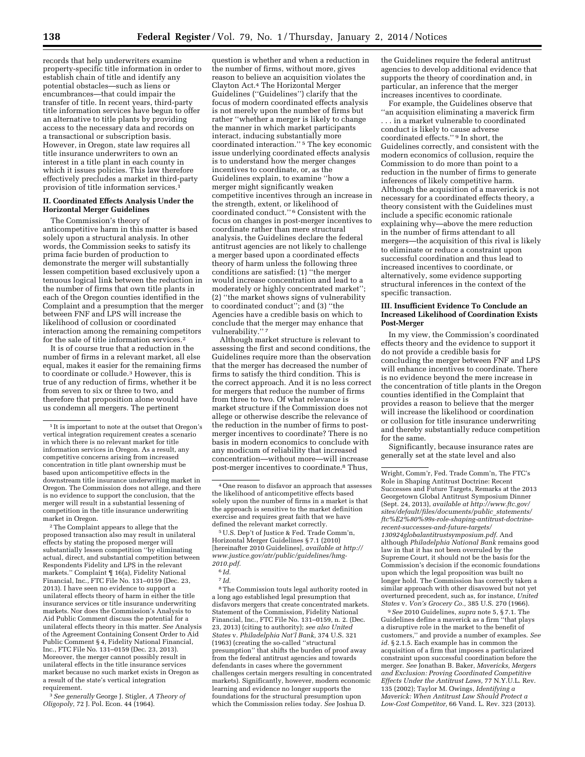records that help underwriters examine property-specific title information in order to establish chain of title and identify any potential obstacles—such as liens or encumbrances—that could impair the transfer of title. In recent years, third-party title information services have begun to offer an alternative to title plants by providing access to the necessary data and records on a transactional or subscription basis. However, in Oregon, state law requires all title insurance underwriters to own an interest in a title plant in each county in which it issues policies. This law therefore effectively precludes a market in third-party provision of title information services.[1]

### II. Coordinated Effects Analysis Under the Horizontal Merger Guidelines

The Commission's theory of anticompetitive harm in this matter is based solely upon a structural analysis. In other words, the Commission seeks to satisfy its prima facie burden of production to demonstrate the merger will substantially lessen competition based exclusively upon a tenuous logical link between the reduction in the number of firms that own title plants in each of the Oregon counties identified in the Complaint and a presumption that the merger between FNF and LPS will increase the likelihood of collusion or coordinated interaction among the remaining competitors for the sale of title information services.[2]

It is of course true that a reduction in the number of firms in a relevant market, all else equal, makes it easier for the remaining firms to coordinate or collude.[3] However, this is true of any reduction of firms, whether it be from seven to six or three to two, and therefore that proposition alone would have us condemn all mergers. The pertinent question is whether and when a reduction in the number of firms, without more, gives reason to believe an acquisition violates the Clayton Act.[4] The Horizontal Merger Guidelines ("Guidelines") clarify that the focus of modern coordinated effects analysis is not merely upon the number of firms but rather "whether a merger is likely to change the manner in which market participants interact, inducing substantially more coordinated interaction."[5] The key economic issue underlying coordinated effects analysis is to understand how the merger changes incentives to coordinate, or, as the Guidelines explain, to examine "how a merger might significantly weaken competitive incentives through an increase in the strength, extent, or likelihood of coordinated conduct."[6] Consistent with the focus on changes in post-merger incentives to coordinate rather than mere structural analysis, the Guidelines declare the federal antitrust agencies are not likely to challenge a merger based upon a coordinated effects theory of harm unless the following three conditions are satisfied: (1) "the merger would increase concentration and lead to a moderately or highly concentrated market"; (2) "the market shows signs of vulnerability to coordinated conduct"; and (3) "the Agencies have a credible basis on which to conclude that the merger may enhance that vulnerability."[7]

Although market structure is relevant to assessing the first and second conditions, the Guidelines require more than the observation that the merger has decreased the number of firms to satisfy the third condition. This is the correct approach. And it is no less correct for mergers that reduce the number of firms from three to two. Of what relevance is market structure if the Commission does not allege or otherwise describe the relevance of the reduction in the number of firms to post-merger incentives to coordinate? There is no basis in modern economics to conclude with any modicum of reliability that increased concentration—without more—will increase post-merger incentives to coordinate.[8] Thus, the Guidelines require the federal antitrust agencies to develop additional evidence that supports the theory of coordination and, in particular, an inference that the merger increases incentives to coordinate.

For example, the Guidelines observe that "an acquisition eliminating a maverick firm . . . in a market vulnerable to coordinated conduct is likely to cause adverse coordinated effects."[9] In short, the Guidelines correctly, and consistent with the modern economics of collusion, require the Commission to do more than point to a reduction in the number of firms to generate inferences of likely competitive harm. Although the acquisition of a maverick is not necessary for a coordinated effects theory, a theory consistent with the Guidelines must include a specific economic rationale explaining why—above the mere reduction in the number of firms attendant to all mergers—the acquisition of this rival is likely to eliminate or reduce a constraint upon successful coordination and thus lead to increased incentives to coordinate, or alternatively, some evidence supporting structural inferences in the context of the specific transaction.

### III. Insufficient Evidence To Conclude an Increased Likelihood of Coordination Exists Post-Merger

In my view, the Commission's coordinated effects theory and the evidence to support it do not provide a credible basis for concluding the merger between FNF and LPS will enhance incentives to coordinate. There is no evidence beyond the mere increase in the concentration of title plants in the Oregon counties identified in the Complaint that provides a reason to believe that the merger will increase the likelihood or coordination or collusion for title insurance underwriting and thereby substantially reduce competition for the same.

Significantly, because insurance rates are generally set at the state level and also

---

[1] It is important to note at the outset that Oregon's vertical integration requirement creates a scenario in which there is no relevant market for title information services in Oregon. As a result, any competitive concerns arising from increased concentration in title plant ownership must be based upon anticompetitive effects in the downstream title insurance underwriting market in Oregon. The Commission does not allege, and there is no evidence to support the conclusion, that the merger will result in a substantial lessening of competition in the title insurance underwriting market in Oregon.

[2] The Complaint appears to allege that the proposed transaction also may result in unilateral effects by stating the proposed merger will substantially lessen competition "by eliminating actual, direct, and substantial competition between Respondents Fidelity and LPS in the relevant markets." Complaint ¶ 16(a), Fidelity National Financial, Inc., FTC File No. 131–0159 (Dec. 23, 2013). I have seen no evidence to support a unilateral effects theory of harm in either the title insurance services or title insurance underwriting markets. Nor does the Commission's Analysis to Aid Public Comment discuss the potential for a unilateral effects theory in this matter. *See* Analysis of the Agreement Containing Consent Order to Aid Public Comment § 4, Fidelity National Financial, Inc., FTC File No. 131–0159 (Dec. 23, 2013). Moreover, the merger cannot possibly result in unilateral effects in the title insurance services market because no such market exists in Oregon as a result of the state's vertical integration requirement.

[3] *See generally* George J. Stigler, *A Theory of Oligopoly,* 72 J. Pol. Econ. 44 (1964).

[4] One reason to disfavor an approach that assesses the likelihood of anticompetitive effects based solely upon the number of firms in a market is that the approach is sensitive to the market definition exercise and requires great faith that we have defined the relevant market correctly.

[5] U.S. Dep't of Justice & Fed. Trade Comm'n, Horizontal Merger Guidelines § 7.1 (2010) [hereinafter 2010 Guidelines], *available at http://www.justice.gov/atr/public/guidelines/hmg-2010.pdf.*

[6] *Id.*

[7] *Id.*

[8] The Commission touts legal authority rooted in a long ago established legal presumption that disfavors mergers that create concentrated markets. Statement of the Commission, Fidelity National Financial, Inc., FTC File No. 131–0159, n. 2. (Dec. 23, 2013) (citing to authority); *see also United States* v. *Philadelphia Nat'l Bank,* 374 U.S. 321 (1963) (creating the so-called "structural presumption" that shifts the burden of proof away from the federal antitrust agencies and towards defendants in cases where the government challenges certain mergers resulting in concentrated markets). Significantly, however, modern economic learning and evidence no longer supports the foundations for the structural presumption upon which the Commission relies today. *See* Joshua D. Wright, Comm'r, Fed. Trade Comm'n, The FTC's Role in Shaping Antitrust Doctrine: Recent Successes and Future Targets, Remarks at the 2013 Georgetown Global Antitrust Symposium Dinner (Sept. 24, 2013), *available at http://www.ftc.gov/sites/default/files/documents/public_statements/ftc%E2%80%99s-role-shaping-antitrust-doctrine-recent-successes-and-future-targets/130924globalantitrustsymposium.pdf.* And although *Philadelphia National Bank* remains good law in that it has not been overruled by the Supreme Court, it should not be the basis for the Commission's decision if the economic foundations upon which the legal proposition was built no longer hold. The Commission has correctly taken a similar approach with other disavowed but not yet overturned precedent, such as, for instance, *United States* v. *Von's Grocery Co.,* 385 U.S. 270 (1966).

[9] *See* 2010 Guidelines, *supra* note 5, § 7.1. The Guidelines define a maverick as a firm "that plays a disruptive role in the market to the benefit of customers," and provide a number of examples. *See id.* § 2.1.5. Each example has in common the acquisition of a firm that imposes a particularized constraint upon successful coordination before the merger. *See* Jonathan B. Baker, *Mavericks, Mergers and Exclusion: Proving Coordinated Competitive Effects Under the Antitrust Laws,* 77 N.Y.U.L. Rev. 135 (2002); Taylor M. Owings, *Identifying a Maverick: When Antitrust Law Should Protect a Low-Cost Competitor,* 66 Vand. L. Rev. 323 (2013).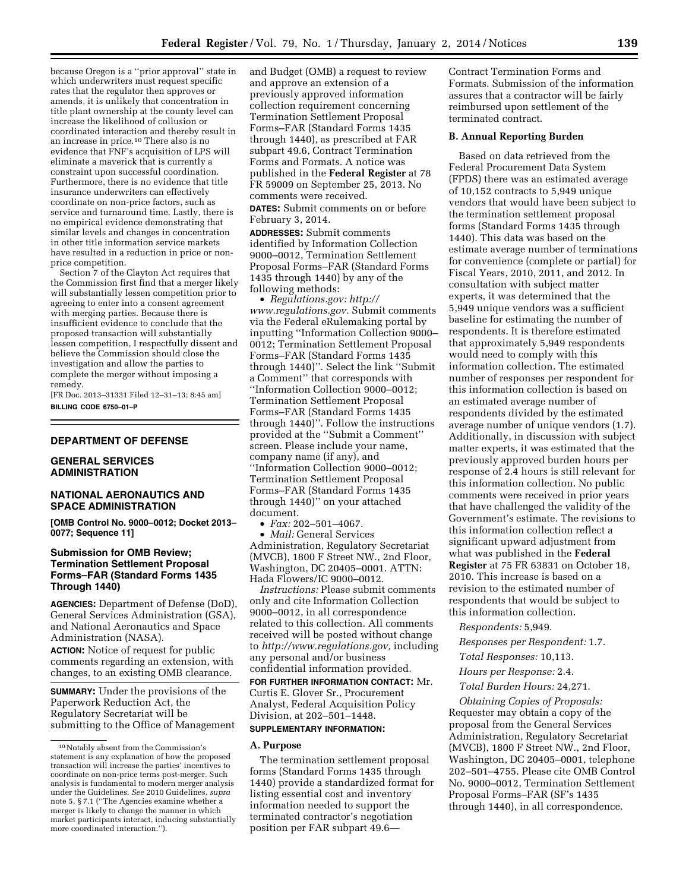because Oregon is a ''prior approval'' state in which underwriters must request specific rates that the regulator then approves or amends, it is unlikely that concentration in title plant ownership at the county level can increase the likelihood of collusion or coordinated interaction and thereby result in an increase in price.[10] There also is no evidence that FNF's acquisition of LPS will eliminate a maverick that is currently a constraint upon successful coordination. Furthermore, there is no evidence that title insurance underwriters can effectively coordinate on non-price factors, such as service and turnaround time. Lastly, there is no empirical evidence demonstrating that similar levels and changes in concentration in other title information service markets have resulted in a reduction in price or non-price competition.

Section 7 of the Clayton Act requires that the Commission first find that a merger likely will substantially lessen competition prior to agreeing to enter into a consent agreement with merging parties. Because there is insufficient evidence to conclude that the proposed transaction will substantially lessen competition, I respectfully dissent and believe the Commission should close the investigation and allow the parties to complete the merger without imposing a remedy.

[FR Doc. 2013–31331 Filed 12–31–13; 8:45 am]

**BILLING CODE 6750–01–P**

[10] Notably absent from the Commission's statement is any explanation of how the proposed transaction will increase the parties' incentives to coordinate on non-price terms post-merger. Such analysis is fundamental to modern merger analysis under the Guidelines. *See* 2010 Guidelines, *supra* note 5, § 7.1 (''The Agencies examine whether a merger is likely to change the manner in which market participants interact, inducing substantially more coordinated interaction.'').

## DEPARTMENT OF DEFENSE

## GENERAL SERVICES ADMINISTRATION

## NATIONAL AERONAUTICS AND SPACE ADMINISTRATION

**[OMB Control No. 9000–0012; Docket 2013–0077; Sequence 11]**

### Submission for OMB Review; Termination Settlement Proposal Forms–FAR (Standard Forms 1435 Through 1440)

**AGENCIES:** Department of Defense (DoD), General Services Administration (GSA), and National Aeronautics and Space Administration (NASA).

**ACTION:** Notice of request for public comments regarding an extension, with changes, to an existing OMB clearance.

**SUMMARY:** Under the provisions of the Paperwork Reduction Act, the Regulatory Secretariat will be submitting to the Office of Management and Budget (OMB) a request to review and approve an extension of a previously approved information collection requirement concerning Termination Settlement Proposal Forms–FAR (Standard Forms 1435 through 1440), as prescribed at FAR subpart 49.6, Contract Termination Forms and Formats. A notice was published in the **Federal Register** at 78 FR 59009 on September 25, 2013. No comments were received.

**DATES:** Submit comments on or before February 3, 2014.

**ADDRESSES:** Submit comments identified by Information Collection 9000–0012, Termination Settlement Proposal Forms–FAR (Standard Forms 1435 through 1440) by any of the following methods:

- *Regulations.gov: http://www.regulations.gov.* Submit comments via the Federal eRulemaking portal by inputting ''Information Collection 9000–0012; Termination Settlement Proposal Forms–FAR (Standard Forms 1435 through 1440)''. Select the link ''Submit a Comment'' that corresponds with ''Information Collection 9000–0012; Termination Settlement Proposal Forms–FAR (Standard Forms 1435 through 1440)''. Follow the instructions provided at the ''Submit a Comment'' screen. Please include your name, company name (if any), and ''Information Collection 9000–0012; Termination Settlement Proposal Forms–FAR (Standard Forms 1435 through 1440)'' on your attached document.
- *Fax:* 202–501–4067.
- *Mail:* General Services Administration, Regulatory Secretariat (MVCB), 1800 F Street NW., 2nd Floor, Washington, DC 20405–0001. ATTN: Hada Flowers/IC 9000–0012.

*Instructions:* Please submit comments only and cite Information Collection 9000–0012, in all correspondence related to this collection. All comments received will be posted without change to *http://www.regulations.gov,* including any personal and/or business confidential information provided.

**FOR FURTHER INFORMATION CONTACT:** Mr. Curtis E. Glover Sr., Procurement Analyst, Federal Acquisition Policy Division, at 202–501–1448.

**SUPPLEMENTARY INFORMATION:**

#### A. Purpose

The termination settlement proposal forms (Standard Forms 1435 through 1440) provide a standardized format for listing essential cost and inventory information needed to support the terminated contractor's negotiation position per FAR subpart 49.6—Contract Termination Forms and Formats. Submission of the information assures that a contractor will be fairly reimbursed upon settlement of the terminated contract.

#### B. Annual Reporting Burden

Based on data retrieved from the Federal Procurement Data System (FPDS) there was an estimated average of 10,152 contracts to 5,949 unique vendors that would have been subject to the termination settlement proposal forms (Standard Forms 1435 through 1440). This data was based on the estimate average number of terminations for convenience (complete or partial) for Fiscal Years, 2010, 2011, and 2012. In consultation with subject matter experts, it was determined that the 5,949 unique vendors was a sufficient baseline for estimating the number of respondents. It is therefore estimated that approximately 5,949 respondents would need to comply with this information collection. The estimated number of responses per respondent for this information collection is based on an estimated average number of respondents divided by the estimated average number of unique vendors (1.7). Additionally, in discussion with subject matter experts, it was estimated that the previously approved burden hours per response of 2.4 hours is still relevant for this information collection. No public comments were received in prior years that have challenged the validity of the Government's estimate. The revisions to this information collection reflect a significant upward adjustment from what was published in the **Federal Register** at 75 FR 63831 on October 18, 2010. This increase is based on a revision to the estimated number of respondents that would be subject to this information collection.

*Respondents:* 5,949.

*Responses per Respondent:* 1.7.

*Total Responses:* 10,113.

*Hours per Response:* 2.4.

*Total Burden Hours:* 24,271.

*Obtaining Copies of Proposals:* Requester may obtain a copy of the proposal from the General Services Administration, Regulatory Secretariat (MVCB), 1800 F Street NW., 2nd Floor, Washington, DC 20405–0001, telephone 202–501–4755. Please cite OMB Control No. 9000–0012, Termination Settlement Proposal Forms–FAR (SF's 1435 through 1440), in all correspondence.